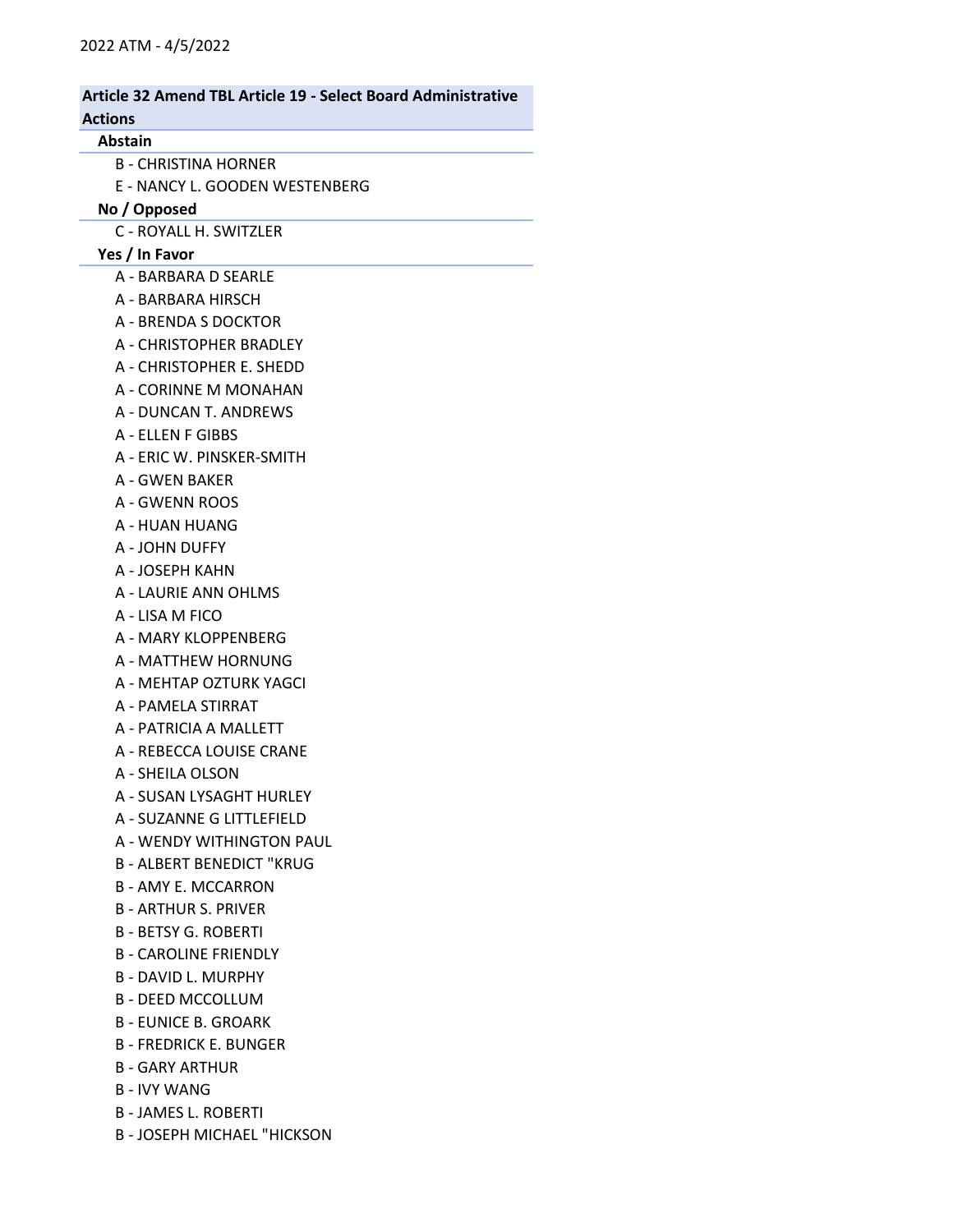2022 ATM - 4/5/2022

## Article 32 Amend TBL Article 19 - Select Board Administrative Actions

### Abstain

- B - CHRISTINA HORNER
- E - NANCY L. GOODEN WESTENBERG

### No / Opposed

- C - ROYALL H. SWITZLER

### Yes / In Favor

- A - BARBARA D SEARLE
- A - BARBARA HIRSCH
- A - BRENDA S DOCKTOR
- A - CHRISTOPHER BRADLEY
- A - CHRISTOPHER E. SHEDD
- A - CORINNE M MONAHAN
- A - DUNCAN T. ANDREWS
- A - ELLEN F GIBBS
- A - ERIC W. PINSKER-SMITH
- A - GWEN BAKER
- A - GWENN ROOS
- A - HUAN HUANG
- A - JOHN DUFFY
- A - JOSEPH KAHN
- A - LAURIE ANN OHLMS
- A - LISA M FICO
- A - MARY KLOPPENBERG
- A - MATTHEW HORNUNG
- A - MEHTAP OZTURK YAGCI
- A - PAMELA STIRRAT
- A - PATRICIA A MALLETT
- A - REBECCA LOUISE CRANE
- A - SHEILA OLSON
- A - SUSAN LYSAGHT HURLEY
- A - SUZANNE G LITTLEFIELD
- A - WENDY WITHINGTON PAUL
- B - ALBERT BENEDICT "KRUG
- B - AMY E. MCCARRON
- B - ARTHUR S. PRIVER
- B - BETSY G. ROBERTI
- B - CAROLINE FRIENDLY
- B - DAVID L. MURPHY
- B - DEED MCCOLLUM
- B - EUNICE B. GROARK
- B - FREDRICK E. BUNGER
- B - GARY ARTHUR
- B - IVY WANG
- B - JAMES L. ROBERTI
- B - JOSEPH MICHAEL "HICKSON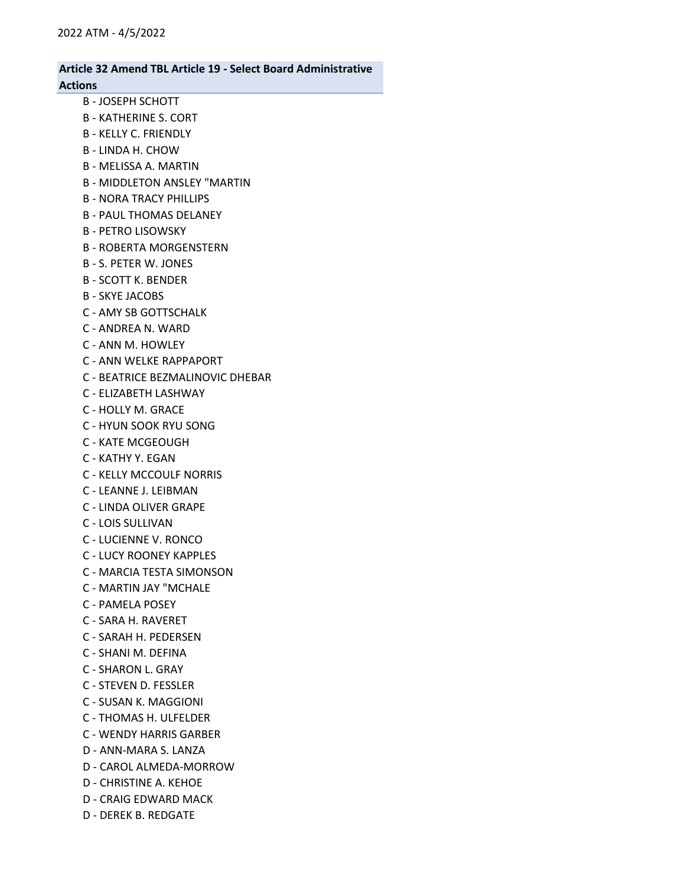**Article 32 Amend TBL Article 19 - Select Board Administrative Actions**

B - JOSEPH SCHOTT
B - KATHERINE S. CORT
B - KELLY C. FRIENDLY
B - LINDA H. CHOW
B - MELISSA A. MARTIN
B - MIDDLETON ANSLEY "MARTIN
B - NORA TRACY PHILLIPS
B - PAUL THOMAS DELANEY
B - PETRO LISOWSKY
B - ROBERTA MORGENSTERN
B - S. PETER W. JONES
B - SCOTT K. BENDER
B - SKYE JACOBS
C - AMY SB GOTTSCHALK
C - ANDREA N. WARD
C - ANN M. HOWLEY
C - ANN WELKE RAPPAPORT
C - BEATRICE BEZMALINOVIC DHEBAR
C - ELIZABETH LASHWAY
C - HOLLY M. GRACE
C - HYUN SOOK RYU SONG
C - KATE MCGEOUGH
C - KATHY Y. EGAN
C - KELLY MCCOULF NORRIS
C - LEANNE J. LEIBMAN
C - LINDA OLIVER GRAPE
C - LOIS SULLIVAN
C - LUCIENNE V. RONCO
C - LUCY ROONEY KAPPLES
C - MARCIA TESTA SIMONSON
C - MARTIN JAY "MCHALE
C - PAMELA POSEY
C - SARA H. RAVERET
C - SARAH H. PEDERSEN
C - SHANI M. DEFINA
C - SHARON L. GRAY
C - STEVEN D. FESSLER
C - SUSAN K. MAGGIONI
C - THOMAS H. ULFELDER
C - WENDY HARRIS GARBER
D - ANN-MARA S. LANZA
D - CAROL ALMEDA-MORROW
D - CHRISTINE A. KEHOE
D - CRAIG EDWARD MACK
D - DEREK B. REDGATE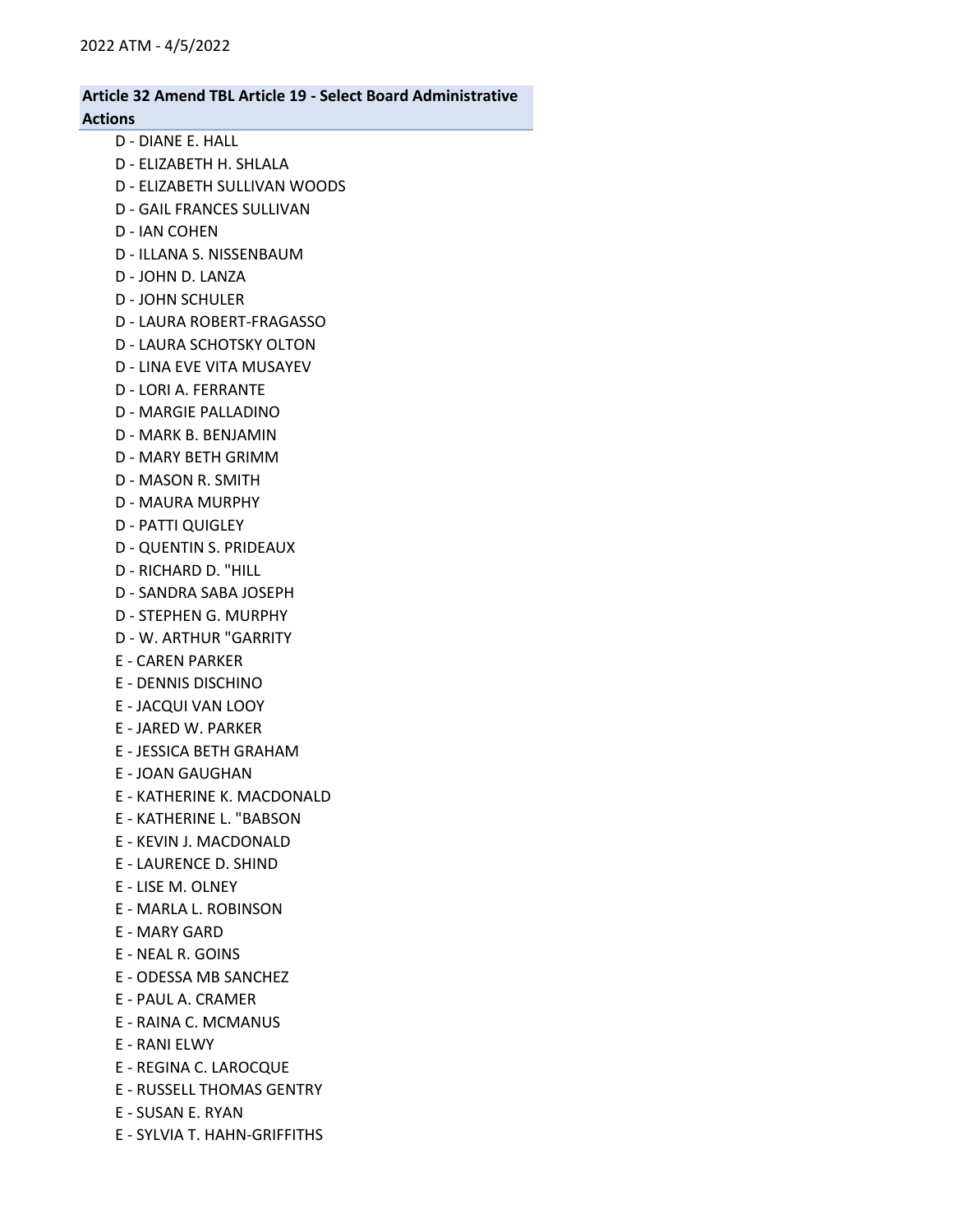**Article 32 Amend TBL Article 19 - Select Board Administrative Actions**

- D - DIANE E. HALL
- D - ELIZABETH H. SHLALA
- D - ELIZABETH SULLIVAN WOODS
- D - GAIL FRANCES SULLIVAN
- D - IAN COHEN
- D - ILLANA S. NISSENBAUM
- D - JOHN D. LANZA
- D - JOHN SCHULER
- D - LAURA ROBERT-FRAGASSO
- D - LAURA SCHOTSKY OLTON
- D - LINA EVE VITA MUSAYEV
- D - LORI A. FERRANTE
- D - MARGIE PALLADINO
- D - MARK B. BENJAMIN
- D - MARY BETH GRIMM
- D - MASON R. SMITH
- D - MAURA MURPHY
- D - PATTI QUIGLEY
- D - QUENTIN S. PRIDEAUX
- D - RICHARD D. "HILL
- D - SANDRA SABA JOSEPH
- D - STEPHEN G. MURPHY
- D - W. ARTHUR "GARRITY
- E - CAREN PARKER
- E - DENNIS DISCHINO
- E - JACQUI VAN LOOY
- E - JARED W. PARKER
- E - JESSICA BETH GRAHAM
- E - JOAN GAUGHAN
- E - KATHERINE K. MACDONALD
- E - KATHERINE L. "BABSON
- E - KEVIN J. MACDONALD
- E - LAURENCE D. SHIND
- E - LISE M. OLNEY
- E - MARLA L. ROBINSON
- E - MARY GARD
- E - NEAL R. GOINS
- E - ODESSA MB SANCHEZ
- E - PAUL A. CRAMER
- E - RAINA C. MCMANUS
- E - RANI ELWY
- E - REGINA C. LAROCQUE
- E - RUSSELL THOMAS GENTRY
- E - SUSAN E. RYAN
- E - SYLVIA T. HAHN-GRIFFITHS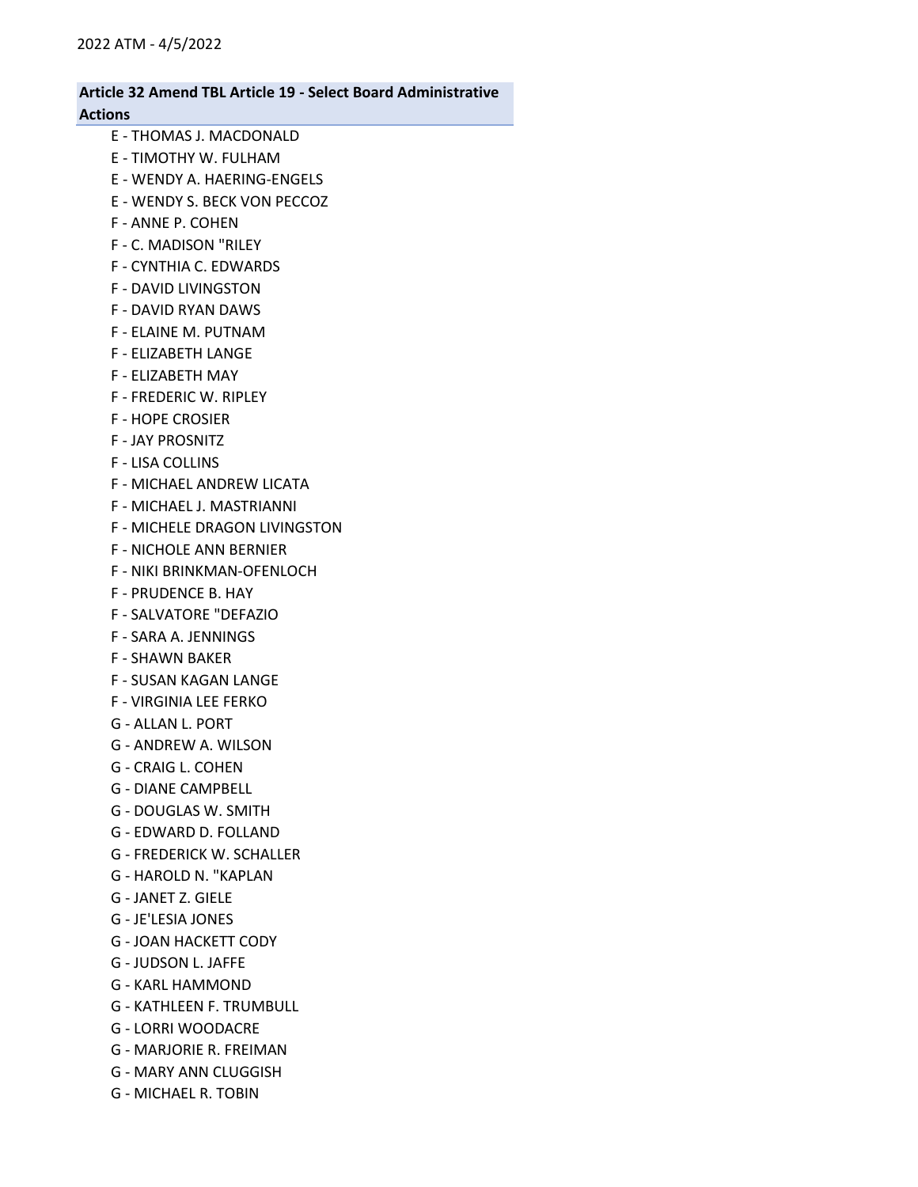**Article 32 Amend TBL Article 19 - Select Board Administrative Actions**

E - THOMAS J. MACDONALD
E - TIMOTHY W. FULHAM
E - WENDY A. HAERING-ENGELS
E - WENDY S. BECK VON PECCOZ
F - ANNE P. COHEN
F - C. MADISON "RILEY
F - CYNTHIA C. EDWARDS
F - DAVID LIVINGSTON
F - DAVID RYAN DAWS
F - ELAINE M. PUTNAM
F - ELIZABETH LANGE
F - ELIZABETH MAY
F - FREDERIC W. RIPLEY
F - HOPE CROSIER
F - JAY PROSNITZ
F - LISA COLLINS
F - MICHAEL ANDREW LICATA
F - MICHAEL J. MASTRIANNI
F - MICHELE DRAGON LIVINGSTON
F - NICHOLE ANN BERNIER
F - NIKI BRINKMAN-OFENLOCH
F - PRUDENCE B. HAY
F - SALVATORE "DEFAZIO
F - SARA A. JENNINGS
F - SHAWN BAKER
F - SUSAN KAGAN LANGE
F - VIRGINIA LEE FERKO
G - ALLAN L. PORT
G - ANDREW A. WILSON
G - CRAIG L. COHEN
G - DIANE CAMPBELL
G - DOUGLAS W. SMITH
G - EDWARD D. FOLLAND
G - FREDERICK W. SCHALLER
G - HAROLD N. "KAPLAN
G - JANET Z. GIELE
G - JE'LESIA JONES
G - JOAN HACKETT CODY
G - JUDSON L. JAFFE
G - KARL HAMMOND
G - KATHLEEN F. TRUMBULL
G - LORRI WOODACRE
G - MARJORIE R. FREIMAN
G - MARY ANN CLUGGISH
G - MICHAEL R. TOBIN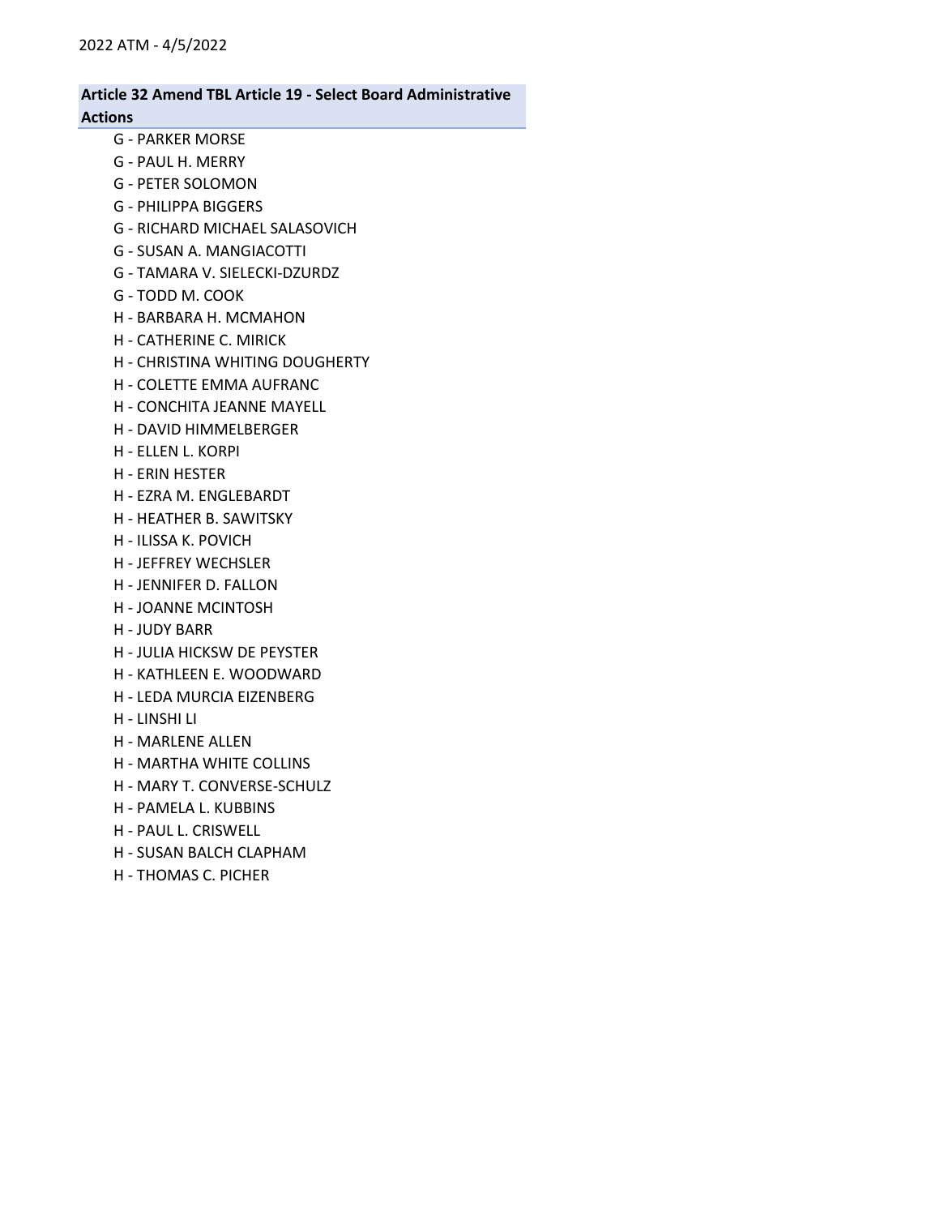**Article 32 Amend TBL Article 19 - Select Board Administrative Actions**

- G - PARKER MORSE
- G - PAUL H. MERRY
- G - PETER SOLOMON
- G - PHILIPPA BIGGERS
- G - RICHARD MICHAEL SALASOVICH
- G - SUSAN A. MANGIACOTTI
- G - TAMARA V. SIELECKI-DZURDZ
- G - TODD M. COOK
- H - BARBARA H. MCMAHON
- H - CATHERINE C. MIRICK
- H - CHRISTINA WHITING DOUGHERTY
- H - COLETTE EMMA AUFRANC
- H - CONCHITA JEANNE MAYELL
- H - DAVID HIMMELBERGER
- H - ELLEN L. KORPI
- H - ERIN HESTER
- H - EZRA M. ENGLEBARDT
- H - HEATHER B. SAWITSKY
- H - ILISSA K. POVICH
- H - JEFFREY WECHSLER
- H - JENNIFER D. FALLON
- H - JOANNE MCINTOSH
- H - JUDY BARR
- H - JULIA HICKSW DE PEYSTER
- H - KATHLEEN E. WOODWARD
- H - LEDA MURCIA EIZENBERG
- H - LINSHI LI
- H - MARLENE ALLEN
- H - MARTHA WHITE COLLINS
- H - MARY T. CONVERSE-SCHULZ
- H - PAMELA L. KUBBINS
- H - PAUL L. CRISWELL
- H - SUSAN BALCH CLAPHAM
- H - THOMAS C. PICHER